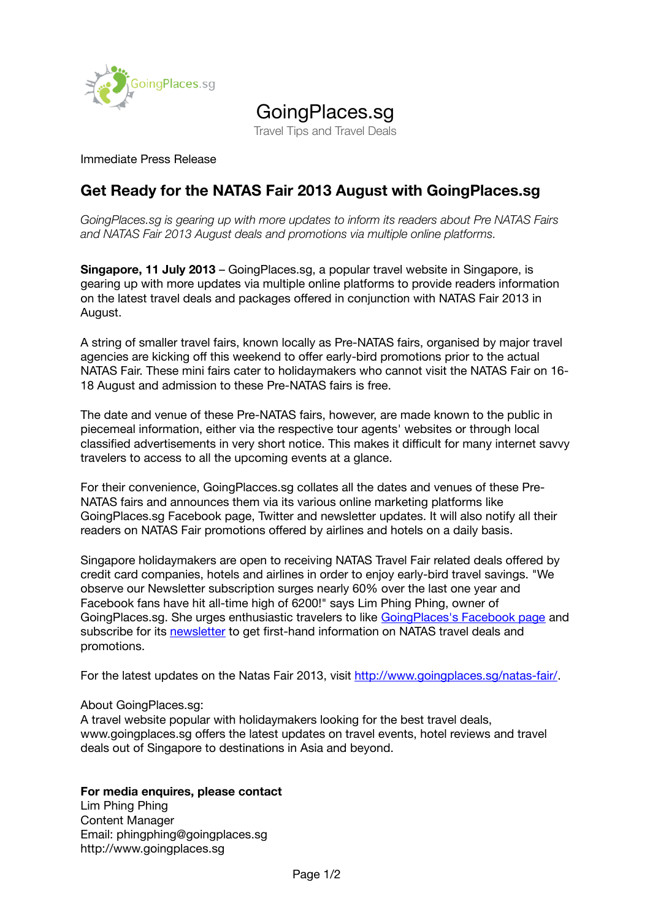# GoingPlaces.sg

Travel Tips and Travel Deals

Immediate Press Release

## Get Ready for the NATAS Fair 2013 August with GoingPlaces.sg

*GoingPlaces.sg is gearing up with more updates to inform its readers about Pre NATAS Fairs and NATAS Fair 2013 August deals and promotions via multiple online platforms.*

**Singapore, 11 July 2013** – GoingPlaces.sg, a popular travel website in Singapore, is gearing up with more updates via multiple online platforms to provide readers information on the latest travel deals and packages offered in conjunction with NATAS Fair 2013 in August.

A string of smaller travel fairs, known locally as Pre-NATAS fairs, organised by major travel agencies are kicking off this weekend to offer early-bird promotions prior to the actual NATAS Fair. These mini fairs cater to holidaymakers who cannot visit the NATAS Fair on 16-18 August and admission to these Pre-NATAS fairs is free.

The date and venue of these Pre-NATAS fairs, however, are made known to the public in piecemeal information, either via the respective tour agents' websites or through local classified advertisements in very short notice. This makes it difficult for many internet savvy travelers to access to all the upcoming events at a glance.

For their convenience, GoingPlaces.sg collates all the dates and venues of these Pre-NATAS fairs and announces them via its various online marketing platforms like GoingPlaces.sg Facebook page, Twitter and newsletter updates. It will also notify all their readers on NATAS Fair promotions offered by airlines and hotels on a daily basis.

Singapore holidaymakers are open to receiving NATAS Travel Fair related deals offered by credit card companies, hotels and airlines in order to enjoy early-bird travel savings. "We observe our Newsletter subscription surges nearly 60% over the last one year and Facebook fans have hit all-time high of 6200!" says Lim Phing Phing, owner of GoingPlaces.sg. She urges enthusiastic travelers to like [GoingPlaces's Facebook page] and subscribe for its [newsletter] to get first-hand information on NATAS travel deals and promotions.

For the latest updates on the Natas Fair 2013, visit http://www.goingplaces.sg/natas-fair/.

About GoingPlaces.sg:
A travel website popular with holidaymakers looking for the best travel deals, www.goingplaces.sg offers the latest updates on travel events, hotel reviews and travel deals out of Singapore to destinations in Asia and beyond.

**For media enquires, please contact**
Lim Phing Phing
Content Manager
Email: phingphing@goingplaces.sg
http://www.goingplaces.sg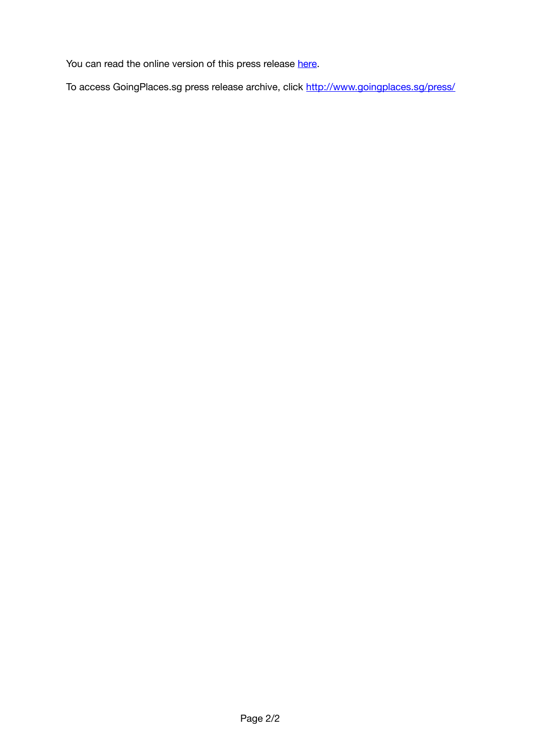You can read the online version of this press release here.

To access GoingPlaces.sg press release archive, click http://www.goingplaces.sg/press/